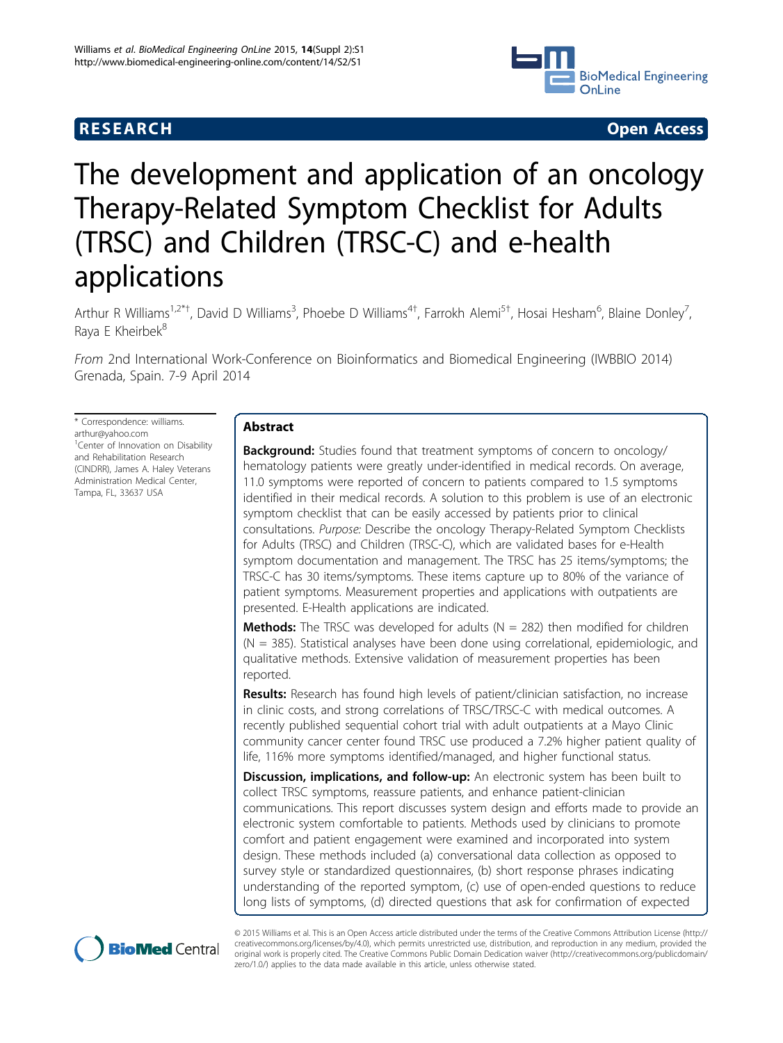RESEARCH Open Access

# The development and application of an oncology Therapy-Related Symptom Checklist for Adults (TRSC) and Children (TRSC-C) and e-health applications

Arthur R Williams[1,2*†], David D Williams[3], Phoebe D Williams[4†], Farrokh Alemi[5†], Hosai Hesham[6], Blaine Donley[7], Raya E Kheirbek[8]

*From* 2nd International Work-Conference on Bioinformatics and Biomedical Engineering (IWBBIO 2014) Grenada, Spain. 7-9 April 2014

\* Correspondence: williams.arthur@yahoo.com
[1]Center of Innovation on Disability and Rehabilitation Research (CINDRR), James A. Haley Veterans Administration Medical Center, Tampa, FL, 33637 USA

## Abstract

**Background:** Studies found that treatment symptoms of concern to oncology/hematology patients were greatly under-identified in medical records. On average, 11.0 symptoms were reported of concern to patients compared to 1.5 symptoms identified in their medical records. A solution to this problem is use of an electronic symptom checklist that can be easily accessed by patients prior to clinical consultations. *Purpose:* Describe the oncology Therapy-Related Symptom Checklists for Adults (TRSC) and Children (TRSC-C), which are validated bases for e-Health symptom documentation and management. The TRSC has 25 items/symptoms; the TRSC-C has 30 items/symptoms. These items capture up to 80% of the variance of patient symptoms. Measurement properties and applications with outpatients are presented. E-Health applications are indicated.

**Methods:** The TRSC was developed for adults (N = 282) then modified for children (N = 385). Statistical analyses have been done using correlational, epidemiologic, and qualitative methods. Extensive validation of measurement properties has been reported.

**Results:** Research has found high levels of patient/clinician satisfaction, no increase in clinic costs, and strong correlations of TRSC/TRSC-C with medical outcomes. A recently published sequential cohort trial with adult outpatients at a Mayo Clinic community cancer center found TRSC use produced a 7.2% higher patient quality of life, 116% more symptoms identified/managed, and higher functional status.

**Discussion, implications, and follow-up:** An electronic system has been built to collect TRSC symptoms, reassure patients, and enhance patient-clinician communications. This report discusses system design and efforts made to provide an electronic system comfortable to patients. Methods used by clinicians to promote comfort and patient engagement were examined and incorporated into system design. These methods included (a) conversational data collection as opposed to survey style or standardized questionnaires, (b) short response phrases indicating understanding of the reported symptom, (c) use of open-ended questions to reduce long lists of symptoms, (d) directed questions that ask for confirmation of expected

© 2015 Williams et al. This is an Open Access article distributed under the terms of the Creative Commons Attribution License (http://creativecommons.org/licenses/by/4.0), which permits unrestricted use, distribution, and reproduction in any medium, provided the original work is properly cited. The Creative Commons Public Domain Dedication waiver (http://creativecommons.org/publicdomain/zero/1.0/) applies to the data made available in this article, unless otherwise stated.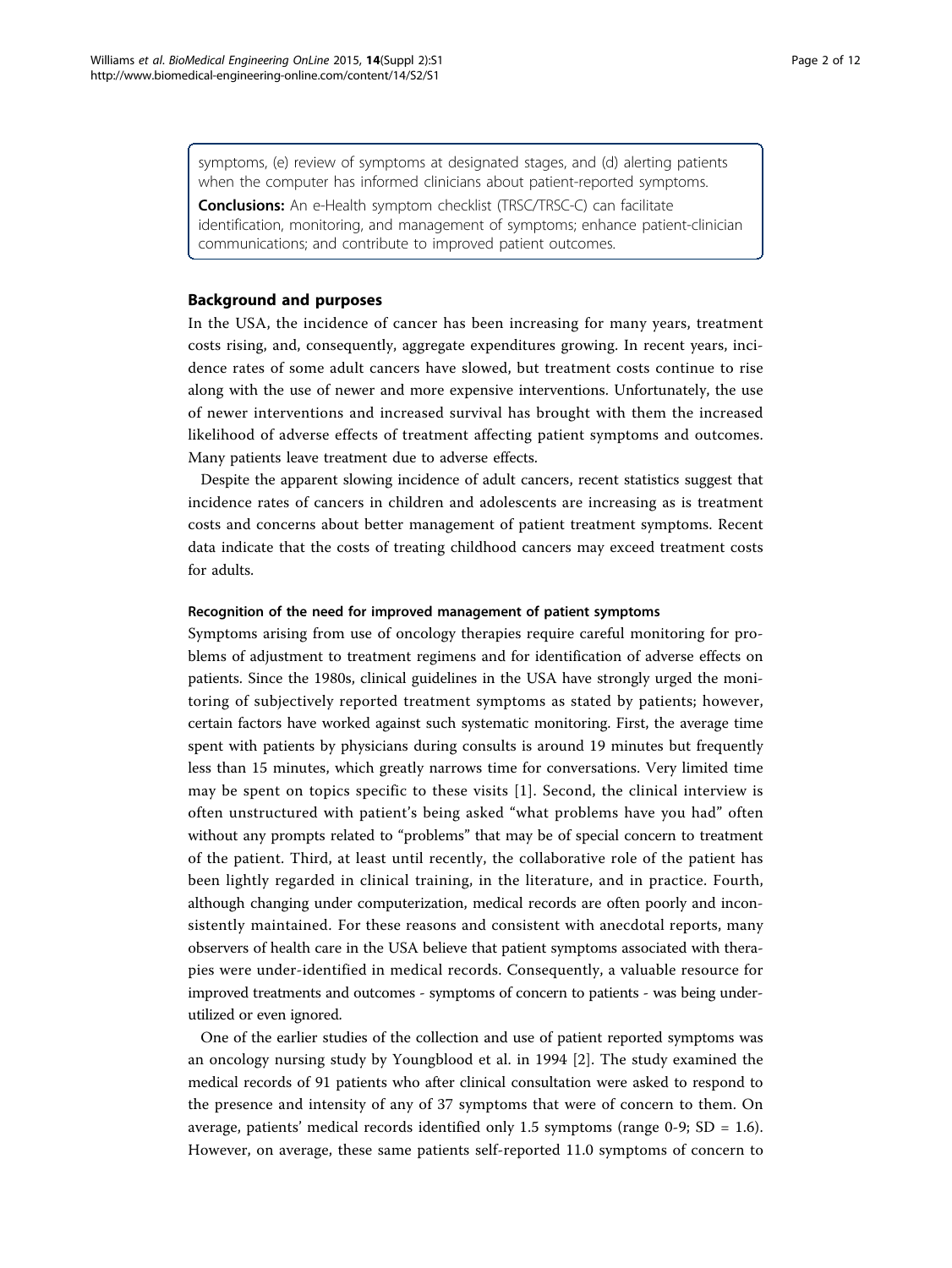symptoms, (e) review of symptoms at designated stages, and (d) alerting patients when the computer has informed clinicians about patient-reported symptoms.

**Conclusions:** An e-Health symptom checklist (TRSC/TRSC-C) can facilitate identification, monitoring, and management of symptoms; enhance patient-clinician communications; and contribute to improved patient outcomes.

## Background and purposes

In the USA, the incidence of cancer has been increasing for many years, treatment costs rising, and, consequently, aggregate expenditures growing. In recent years, incidence rates of some adult cancers have slowed, but treatment costs continue to rise along with the use of newer and more expensive interventions. Unfortunately, the use of newer interventions and increased survival has brought with them the increased likelihood of adverse effects of treatment affecting patient symptoms and outcomes. Many patients leave treatment due to adverse effects.

Despite the apparent slowing incidence of adult cancers, recent statistics suggest that incidence rates of cancers in children and adolescents are increasing as is treatment costs and concerns about better management of patient treatment symptoms. Recent data indicate that the costs of treating childhood cancers may exceed treatment costs for adults.

### Recognition of the need for improved management of patient symptoms

Symptoms arising from use of oncology therapies require careful monitoring for problems of adjustment to treatment regimens and for identification of adverse effects on patients. Since the 1980s, clinical guidelines in the USA have strongly urged the monitoring of subjectively reported treatment symptoms as stated by patients; however, certain factors have worked against such systematic monitoring. First, the average time spent with patients by physicians during consults is around 19 minutes but frequently less than 15 minutes, which greatly narrows time for conversations. Very limited time may be spent on topics specific to these visits [1]. Second, the clinical interview is often unstructured with patient's being asked "what problems have you had" often without any prompts related to "problems" that may be of special concern to treatment of the patient. Third, at least until recently, the collaborative role of the patient has been lightly regarded in clinical training, in the literature, and in practice. Fourth, although changing under computerization, medical records are often poorly and inconsistently maintained. For these reasons and consistent with anecdotal reports, many observers of health care in the USA believe that patient symptoms associated with therapies were under-identified in medical records. Consequently, a valuable resource for improved treatments and outcomes - symptoms of concern to patients - was being underutilized or even ignored.

One of the earlier studies of the collection and use of patient reported symptoms was an oncology nursing study by Youngblood et al. in 1994 [2]. The study examined the medical records of 91 patients who after clinical consultation were asked to respond to the presence and intensity of any of 37 symptoms that were of concern to them. On average, patients' medical records identified only 1.5 symptoms (range 0-9; SD = 1.6). However, on average, these same patients self-reported 11.0 symptoms of concern to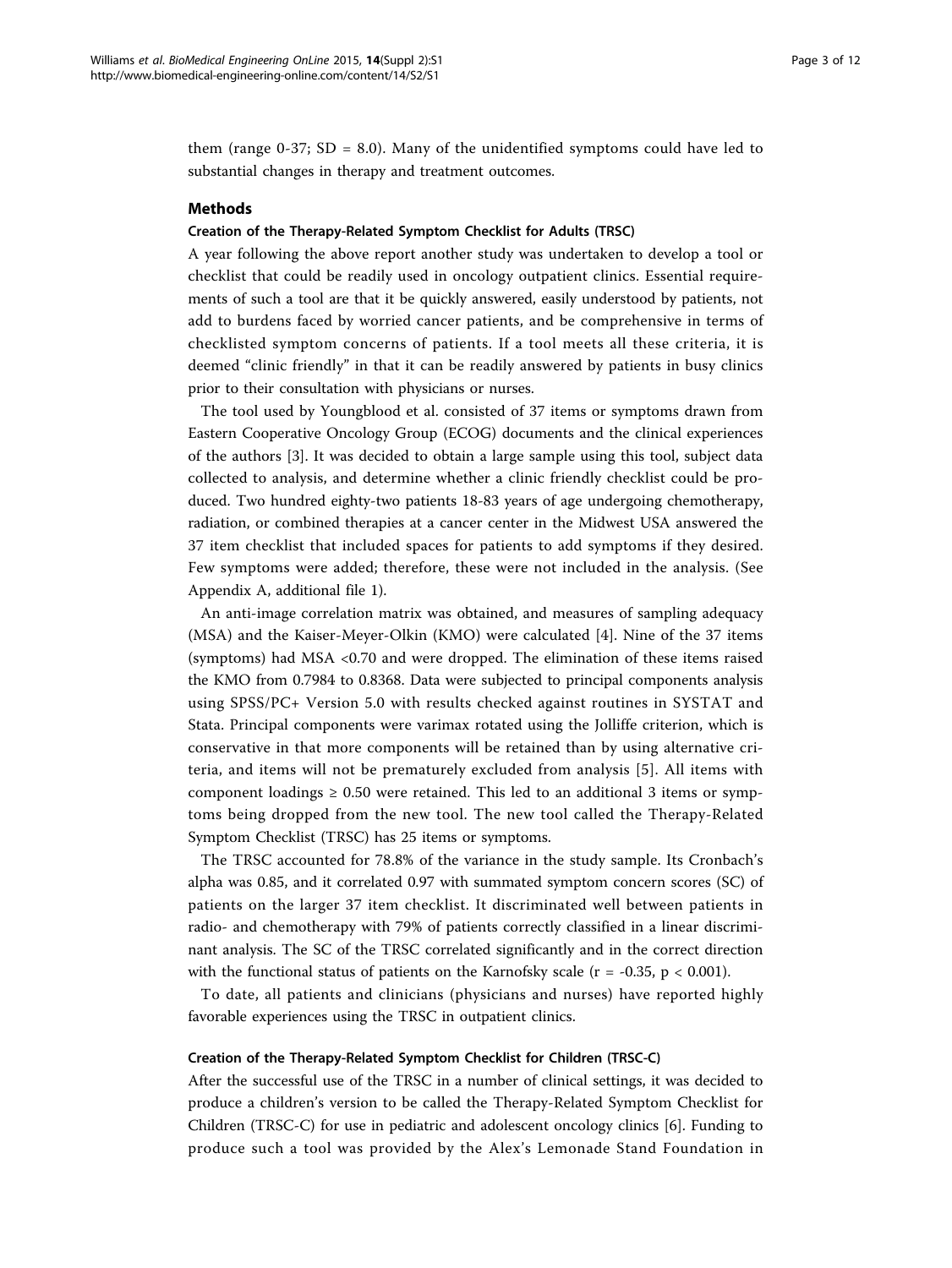them (range 0-37; SD = 8.0). Many of the unidentified symptoms could have led to substantial changes in therapy and treatment outcomes.

## Methods

### Creation of the Therapy-Related Symptom Checklist for Adults (TRSC)

A year following the above report another study was undertaken to develop a tool or checklist that could be readily used in oncology outpatient clinics. Essential requirements of such a tool are that it be quickly answered, easily understood by patients, not add to burdens faced by worried cancer patients, and be comprehensive in terms of checklisted symptom concerns of patients. If a tool meets all these criteria, it is deemed "clinic friendly" in that it can be readily answered by patients in busy clinics prior to their consultation with physicians or nurses.

The tool used by Youngblood et al. consisted of 37 items or symptoms drawn from Eastern Cooperative Oncology Group (ECOG) documents and the clinical experiences of the authors [3]. It was decided to obtain a large sample using this tool, subject data collected to analysis, and determine whether a clinic friendly checklist could be produced. Two hundred eighty-two patients 18-83 years of age undergoing chemotherapy, radiation, or combined therapies at a cancer center in the Midwest USA answered the 37 item checklist that included spaces for patients to add symptoms if they desired. Few symptoms were added; therefore, these were not included in the analysis. (See Appendix A, additional file 1).

An anti-image correlation matrix was obtained, and measures of sampling adequacy (MSA) and the Kaiser-Meyer-Olkin (KMO) were calculated [4]. Nine of the 37 items (symptoms) had MSA <0.70 and were dropped. The elimination of these items raised the KMO from 0.7984 to 0.8368. Data were subjected to principal components analysis using SPSS/PC+ Version 5.0 with results checked against routines in SYSTAT and Stata. Principal components were varimax rotated using the Jolliffe criterion, which is conservative in that more components will be retained than by using alternative criteria, and items will not be prematurely excluded from analysis [5]. All items with component loadings ≥ 0.50 were retained. This led to an additional 3 items or symptoms being dropped from the new tool. The new tool called the Therapy-Related Symptom Checklist (TRSC) has 25 items or symptoms.

The TRSC accounted for 78.8% of the variance in the study sample. Its Cronbach's alpha was 0.85, and it correlated 0.97 with summated symptom concern scores (SC) of patients on the larger 37 item checklist. It discriminated well between patients in radio- and chemotherapy with 79% of patients correctly classified in a linear discriminant analysis. The SC of the TRSC correlated significantly and in the correct direction with the functional status of patients on the Karnofsky scale ($r = -0.35$, $p < 0.001$).

To date, all patients and clinicians (physicians and nurses) have reported highly favorable experiences using the TRSC in outpatient clinics.

### Creation of the Therapy-Related Symptom Checklist for Children (TRSC-C)

After the successful use of the TRSC in a number of clinical settings, it was decided to produce a children's version to be called the Therapy-Related Symptom Checklist for Children (TRSC-C) for use in pediatric and adolescent oncology clinics [6]. Funding to produce such a tool was provided by the Alex's Lemonade Stand Foundation in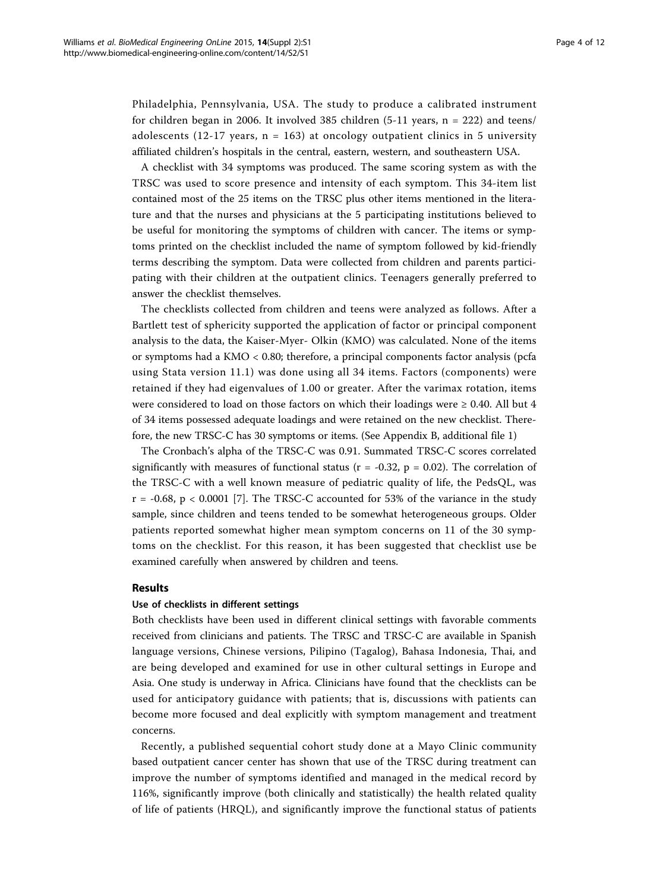Philadelphia, Pennsylvania, USA. The study to produce a calibrated instrument for children began in 2006. It involved 385 children (5-11 years, n = 222) and teens/ adolescents (12-17 years, n = 163) at oncology outpatient clinics in 5 university affiliated children's hospitals in the central, eastern, western, and southeastern USA.

A checklist with 34 symptoms was produced. The same scoring system as with the TRSC was used to score presence and intensity of each symptom. This 34-item list contained most of the 25 items on the TRSC plus other items mentioned in the literature and that the nurses and physicians at the 5 participating institutions believed to be useful for monitoring the symptoms of children with cancer. The items or symptoms printed on the checklist included the name of symptom followed by kid-friendly terms describing the symptom. Data were collected from children and parents participating with their children at the outpatient clinics. Teenagers generally preferred to answer the checklist themselves.

The checklists collected from children and teens were analyzed as follows. After a Bartlett test of sphericity supported the application of factor or principal component analysis to the data, the Kaiser-Myer- Olkin (KMO) was calculated. None of the items or symptoms had a KMO < 0.80; therefore, a principal components factor analysis (pcfa using Stata version 11.1) was done using all 34 items. Factors (components) were retained if they had eigenvalues of 1.00 or greater. After the varimax rotation, items were considered to load on those factors on which their loadings were ≥ 0.40. All but 4 of 34 items possessed adequate loadings and were retained on the new checklist. Therefore, the new TRSC-C has 30 symptoms or items. (See Appendix B, additional file 1)

The Cronbach's alpha of the TRSC-C was 0.91. Summated TRSC-C scores correlated significantly with measures of functional status ($r = -0.32$, $p = 0.02$). The correlation of the TRSC-C with a well known measure of pediatric quality of life, the PedsQL, was $r = -0.68$, $p < 0.0001$ [7]. The TRSC-C accounted for 53% of the variance in the study sample, since children and teens tended to be somewhat heterogeneous groups. Older patients reported somewhat higher mean symptom concerns on 11 of the 30 symptoms on the checklist. For this reason, it has been suggested that checklist use be examined carefully when answered by children and teens.

## Results

### Use of checklists in different settings

Both checklists have been used in different clinical settings with favorable comments received from clinicians and patients. The TRSC and TRSC-C are available in Spanish language versions, Chinese versions, Pilipino (Tagalog), Bahasa Indonesia, Thai, and are being developed and examined for use in other cultural settings in Europe and Asia. One study is underway in Africa. Clinicians have found that the checklists can be used for anticipatory guidance with patients; that is, discussions with patients can become more focused and deal explicitly with symptom management and treatment concerns.

Recently, a published sequential cohort study done at a Mayo Clinic community based outpatient cancer center has shown that use of the TRSC during treatment can improve the number of symptoms identified and managed in the medical record by 116%, significantly improve (both clinically and statistically) the health related quality of life of patients (HRQL), and significantly improve the functional status of patients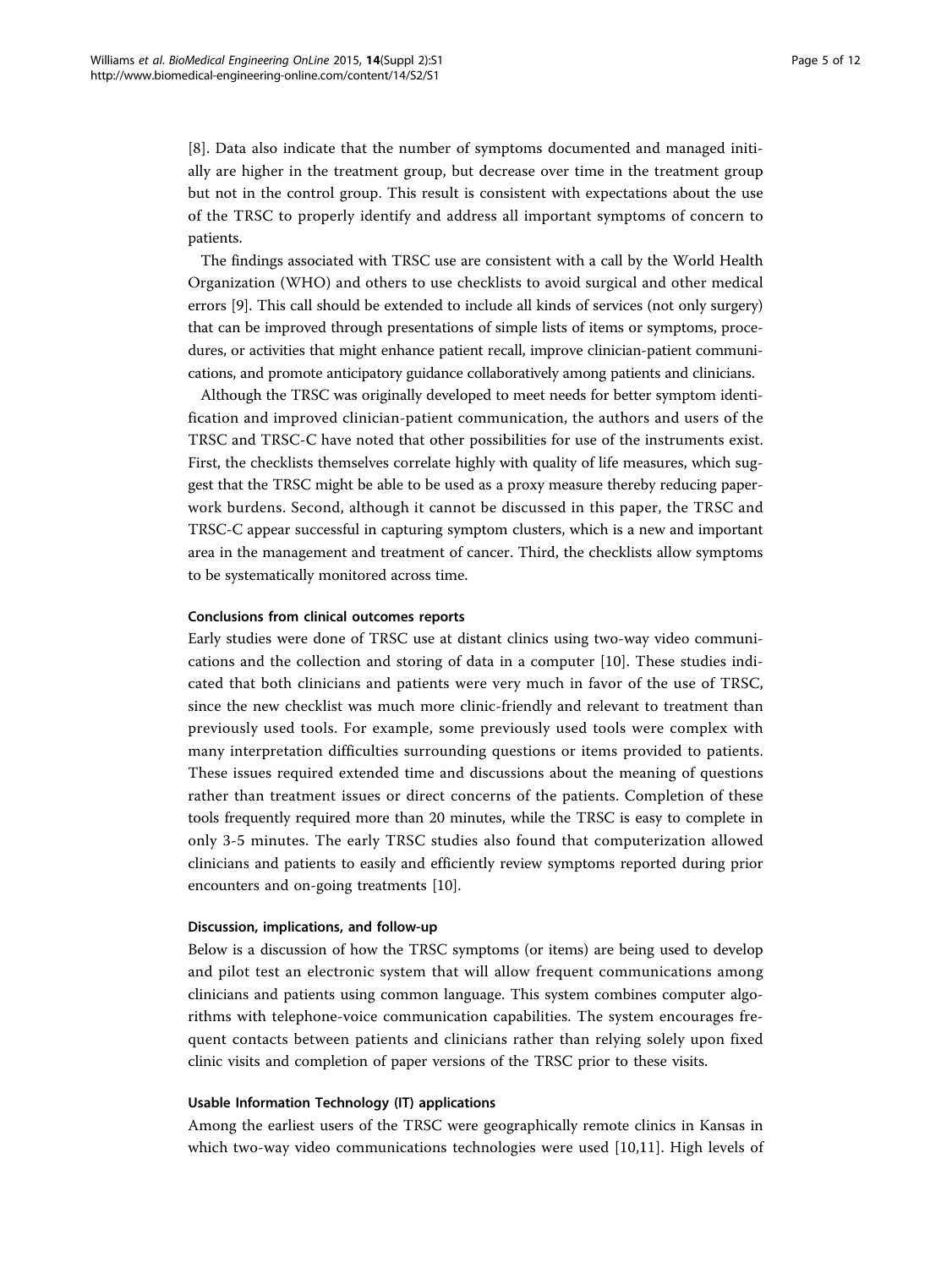[8]. Data also indicate that the number of symptoms documented and managed initially are higher in the treatment group, but decrease over time in the treatment group but not in the control group. This result is consistent with expectations about the use of the TRSC to properly identify and address all important symptoms of concern to patients.

The findings associated with TRSC use are consistent with a call by the World Health Organization (WHO) and others to use checklists to avoid surgical and other medical errors [9]. This call should be extended to include all kinds of services (not only surgery) that can be improved through presentations of simple lists of items or symptoms, procedures, or activities that might enhance patient recall, improve clinician-patient communications, and promote anticipatory guidance collaboratively among patients and clinicians.

Although the TRSC was originally developed to meet needs for better symptom identification and improved clinician-patient communication, the authors and users of the TRSC and TRSC-C have noted that other possibilities for use of the instruments exist. First, the checklists themselves correlate highly with quality of life measures, which suggest that the TRSC might be able to be used as a proxy measure thereby reducing paperwork burdens. Second, although it cannot be discussed in this paper, the TRSC and TRSC-C appear successful in capturing symptom clusters, which is a new and important area in the management and treatment of cancer. Third, the checklists allow symptoms to be systematically monitored across time.

#### Conclusions from clinical outcomes reports

Early studies were done of TRSC use at distant clinics using two-way video communications and the collection and storing of data in a computer [10]. These studies indicated that both clinicians and patients were very much in favor of the use of TRSC, since the new checklist was much more clinic-friendly and relevant to treatment than previously used tools. For example, some previously used tools were complex with many interpretation difficulties surrounding questions or items provided to patients. These issues required extended time and discussions about the meaning of questions rather than treatment issues or direct concerns of the patients. Completion of these tools frequently required more than 20 minutes, while the TRSC is easy to complete in only 3-5 minutes. The early TRSC studies also found that computerization allowed clinicians and patients to easily and efficiently review symptoms reported during prior encounters and on-going treatments [10].

#### Discussion, implications, and follow-up

Below is a discussion of how the TRSC symptoms (or items) are being used to develop and pilot test an electronic system that will allow frequent communications among clinicians and patients using common language. This system combines computer algorithms with telephone-voice communication capabilities. The system encourages frequent contacts between patients and clinicians rather than relying solely upon fixed clinic visits and completion of paper versions of the TRSC prior to these visits.

#### Usable Information Technology (IT) applications

Among the earliest users of the TRSC were geographically remote clinics in Kansas in which two-way video communications technologies were used [10,11]. High levels of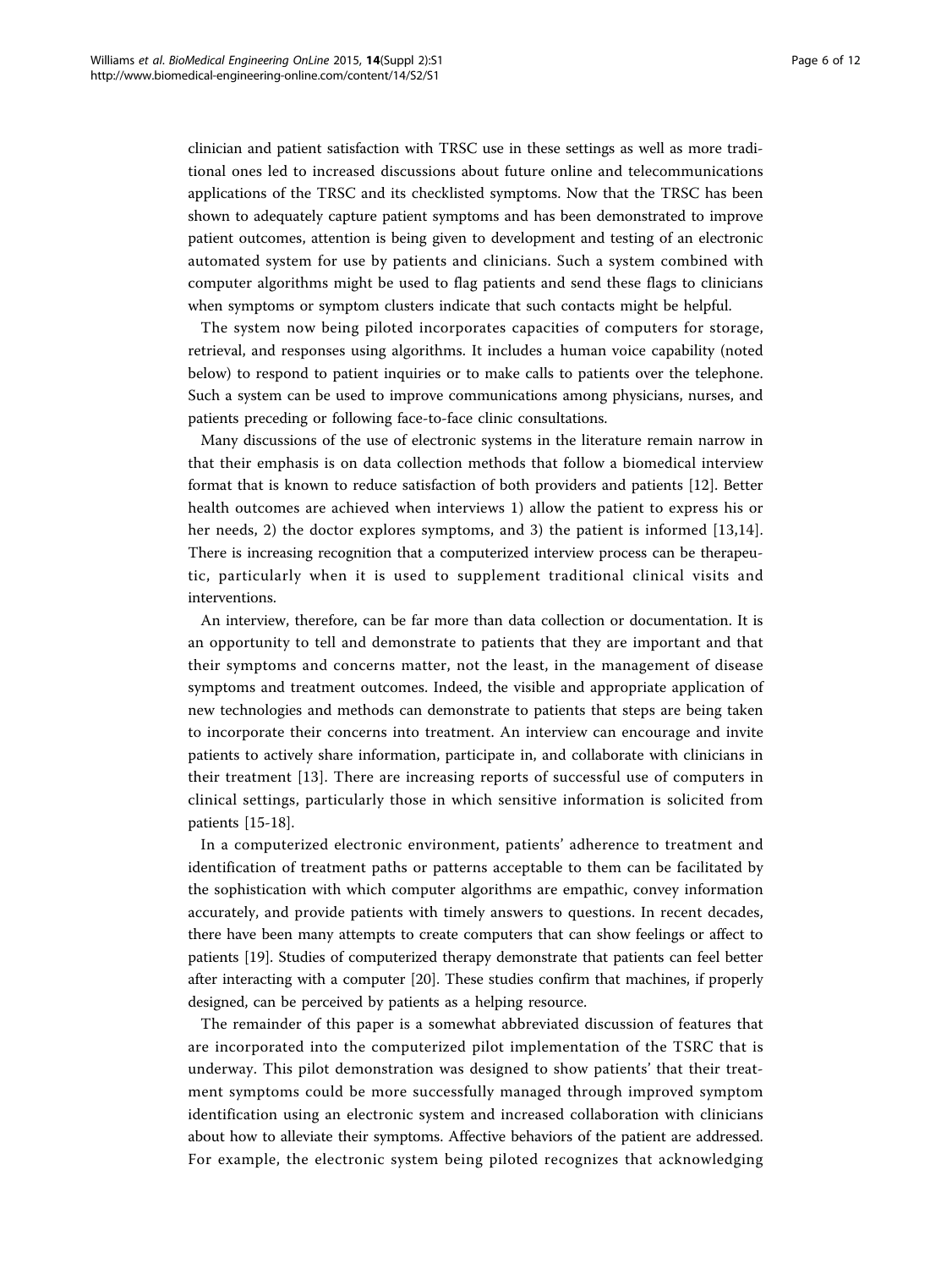clinician and patient satisfaction with TRSC use in these settings as well as more traditional ones led to increased discussions about future online and telecommunications applications of the TRSC and its checklisted symptoms. Now that the TRSC has been shown to adequately capture patient symptoms and has been demonstrated to improve patient outcomes, attention is being given to development and testing of an electronic automated system for use by patients and clinicians. Such a system combined with computer algorithms might be used to flag patients and send these flags to clinicians when symptoms or symptom clusters indicate that such contacts might be helpful.

The system now being piloted incorporates capacities of computers for storage, retrieval, and responses using algorithms. It includes a human voice capability (noted below) to respond to patient inquiries or to make calls to patients over the telephone. Such a system can be used to improve communications among physicians, nurses, and patients preceding or following face-to-face clinic consultations.

Many discussions of the use of electronic systems in the literature remain narrow in that their emphasis is on data collection methods that follow a biomedical interview format that is known to reduce satisfaction of both providers and patients [12]. Better health outcomes are achieved when interviews 1) allow the patient to express his or her needs, 2) the doctor explores symptoms, and 3) the patient is informed [13,14]. There is increasing recognition that a computerized interview process can be therapeutic, particularly when it is used to supplement traditional clinical visits and interventions.

An interview, therefore, can be far more than data collection or documentation. It is an opportunity to tell and demonstrate to patients that they are important and that their symptoms and concerns matter, not the least, in the management of disease symptoms and treatment outcomes. Indeed, the visible and appropriate application of new technologies and methods can demonstrate to patients that steps are being taken to incorporate their concerns into treatment. An interview can encourage and invite patients to actively share information, participate in, and collaborate with clinicians in their treatment [13]. There are increasing reports of successful use of computers in clinical settings, particularly those in which sensitive information is solicited from patients [15-18].

In a computerized electronic environment, patients' adherence to treatment and identification of treatment paths or patterns acceptable to them can be facilitated by the sophistication with which computer algorithms are empathic, convey information accurately, and provide patients with timely answers to questions. In recent decades, there have been many attempts to create computers that can show feelings or affect to patients [19]. Studies of computerized therapy demonstrate that patients can feel better after interacting with a computer [20]. These studies confirm that machines, if properly designed, can be perceived by patients as a helping resource.

The remainder of this paper is a somewhat abbreviated discussion of features that are incorporated into the computerized pilot implementation of the TSRC that is underway. This pilot demonstration was designed to show patients' that their treatment symptoms could be more successfully managed through improved symptom identification using an electronic system and increased collaboration with clinicians about how to alleviate their symptoms. Affective behaviors of the patient are addressed. For example, the electronic system being piloted recognizes that acknowledging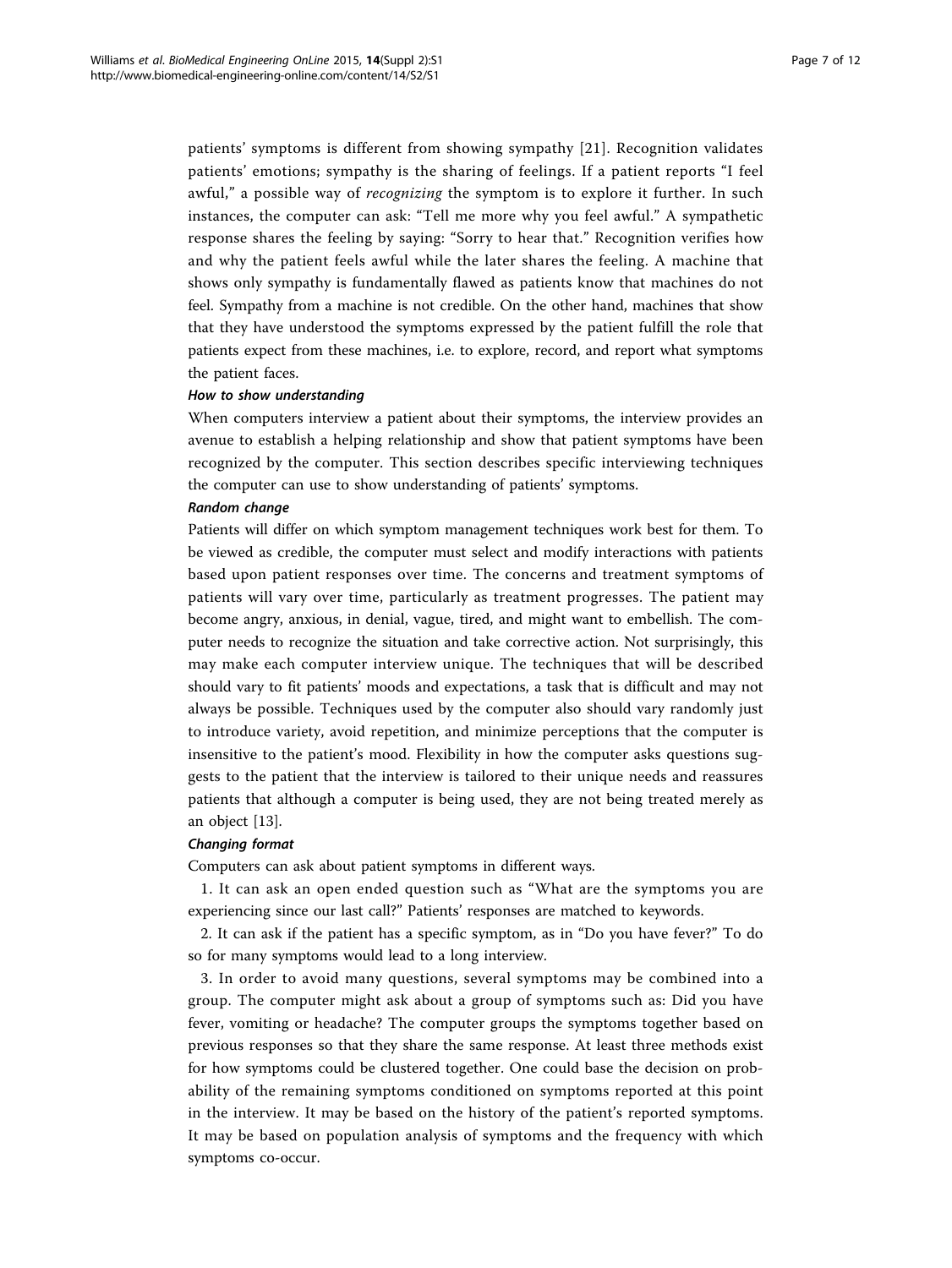patients' symptoms is different from showing sympathy [21]. Recognition validates patients' emotions; sympathy is the sharing of feelings. If a patient reports "I feel awful," a possible way of *recognizing* the symptom is to explore it further. In such instances, the computer can ask: "Tell me more why you feel awful." A sympathetic response shares the feeling by saying: "Sorry to hear that." Recognition verifies how and why the patient feels awful while the later shares the feeling. A machine that shows only sympathy is fundamentally flawed as patients know that machines do not feel. Sympathy from a machine is not credible. On the other hand, machines that show that they have understood the symptoms expressed by the patient fulfill the role that patients expect from these machines, i.e. to explore, record, and report what symptoms the patient faces.

#### *How to show understanding*

When computers interview a patient about their symptoms, the interview provides an avenue to establish a helping relationship and show that patient symptoms have been recognized by the computer. This section describes specific interviewing techniques the computer can use to show understanding of patients' symptoms.

#### *Random change*

Patients will differ on which symptom management techniques work best for them. To be viewed as credible, the computer must select and modify interactions with patients based upon patient responses over time. The concerns and treatment symptoms of patients will vary over time, particularly as treatment progresses. The patient may become angry, anxious, in denial, vague, tired, and might want to embellish. The computer needs to recognize the situation and take corrective action. Not surprisingly, this may make each computer interview unique. The techniques that will be described should vary to fit patients' moods and expectations, a task that is difficult and may not always be possible. Techniques used by the computer also should vary randomly just to introduce variety, avoid repetition, and minimize perceptions that the computer is insensitive to the patient's mood. Flexibility in how the computer asks questions suggests to the patient that the interview is tailored to their unique needs and reassures patients that although a computer is being used, they are not being treated merely as an object [13].

#### *Changing format*

Computers can ask about patient symptoms in different ways.

1. It can ask an open ended question such as "What are the symptoms you are experiencing since our last call?" Patients' responses are matched to keywords.

2. It can ask if the patient has a specific symptom, as in "Do you have fever?" To do so for many symptoms would lead to a long interview.

3. In order to avoid many questions, several symptoms may be combined into a group. The computer might ask about a group of symptoms such as: Did you have fever, vomiting or headache? The computer groups the symptoms together based on previous responses so that they share the same response. At least three methods exist for how symptoms could be clustered together. One could base the decision on probability of the remaining symptoms conditioned on symptoms reported at this point in the interview. It may be based on the history of the patient's reported symptoms. It may be based on population analysis of symptoms and the frequency with which symptoms co-occur.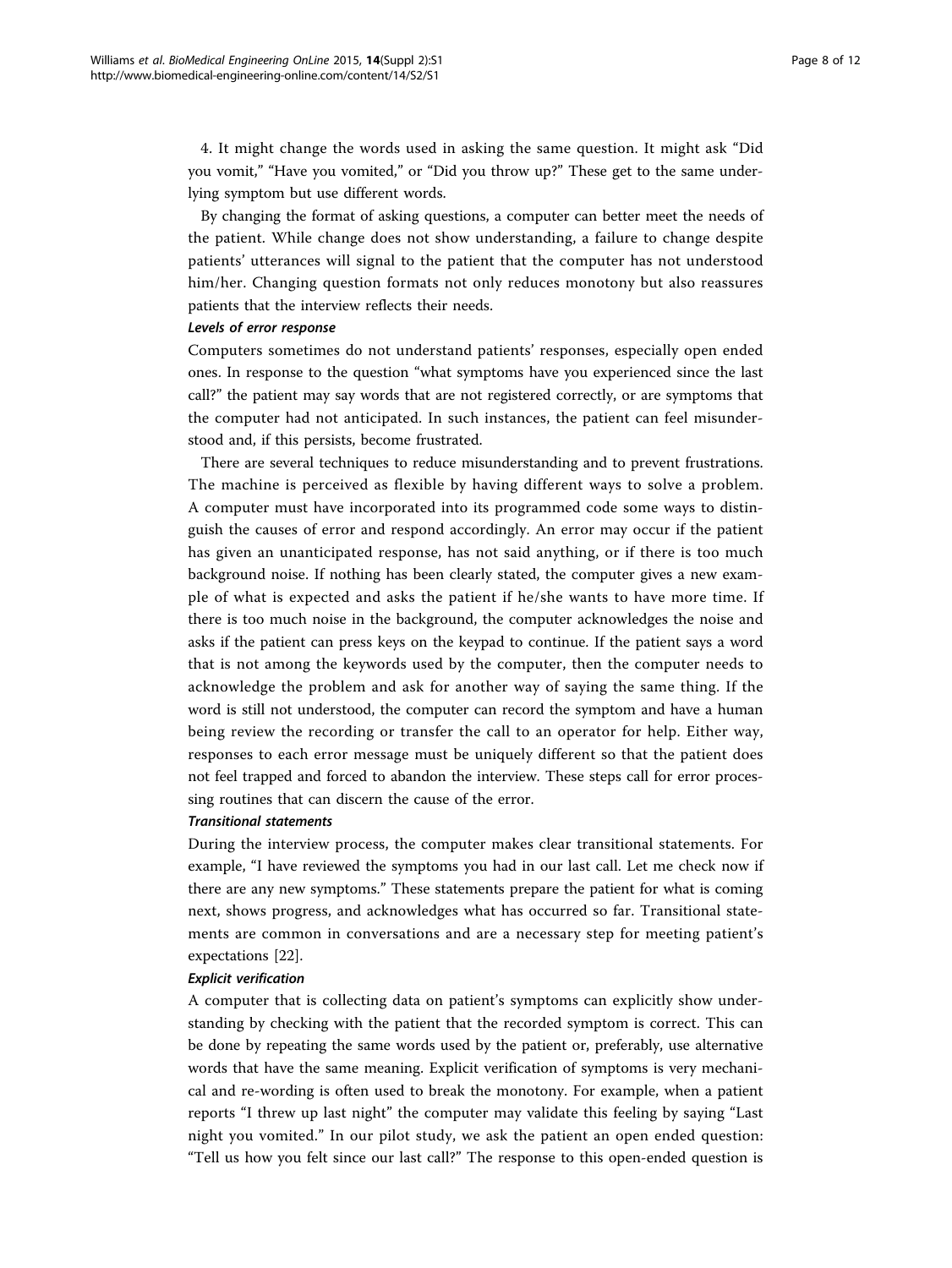4. It might change the words used in asking the same question. It might ask "Did you vomit," "Have you vomited," or "Did you throw up?" These get to the same underlying symptom but use different words.

By changing the format of asking questions, a computer can better meet the needs of the patient. While change does not show understanding, a failure to change despite patients' utterances will signal to the patient that the computer has not understood him/her. Changing question formats not only reduces monotony but also reassures patients that the interview reflects their needs.

#### *Levels of error response*

Computers sometimes do not understand patients' responses, especially open ended ones. In response to the question "what symptoms have you experienced since the last call?" the patient may say words that are not registered correctly, or are symptoms that the computer had not anticipated. In such instances, the patient can feel misunderstood and, if this persists, become frustrated.

There are several techniques to reduce misunderstanding and to prevent frustrations. The machine is perceived as flexible by having different ways to solve a problem. A computer must have incorporated into its programmed code some ways to distinguish the causes of error and respond accordingly. An error may occur if the patient has given an unanticipated response, has not said anything, or if there is too much background noise. If nothing has been clearly stated, the computer gives a new example of what is expected and asks the patient if he/she wants to have more time. If there is too much noise in the background, the computer acknowledges the noise and asks if the patient can press keys on the keypad to continue. If the patient says a word that is not among the keywords used by the computer, then the computer needs to acknowledge the problem and ask for another way of saying the same thing. If the word is still not understood, the computer can record the symptom and have a human being review the recording or transfer the call to an operator for help. Either way, responses to each error message must be uniquely different so that the patient does not feel trapped and forced to abandon the interview. These steps call for error processing routines that can discern the cause of the error.

#### *Transitional statements*

During the interview process, the computer makes clear transitional statements. For example, "I have reviewed the symptoms you had in our last call. Let me check now if there are any new symptoms." These statements prepare the patient for what is coming next, shows progress, and acknowledges what has occurred so far. Transitional statements are common in conversations and are a necessary step for meeting patient's expectations [22].

#### *Explicit verification*

A computer that is collecting data on patient's symptoms can explicitly show understanding by checking with the patient that the recorded symptom is correct. This can be done by repeating the same words used by the patient or, preferably, use alternative words that have the same meaning. Explicit verification of symptoms is very mechanical and re-wording is often used to break the monotony. For example, when a patient reports "I threw up last night" the computer may validate this feeling by saying "Last night you vomited." In our pilot study, we ask the patient an open ended question: "Tell us how you felt since our last call?" The response to this open-ended question is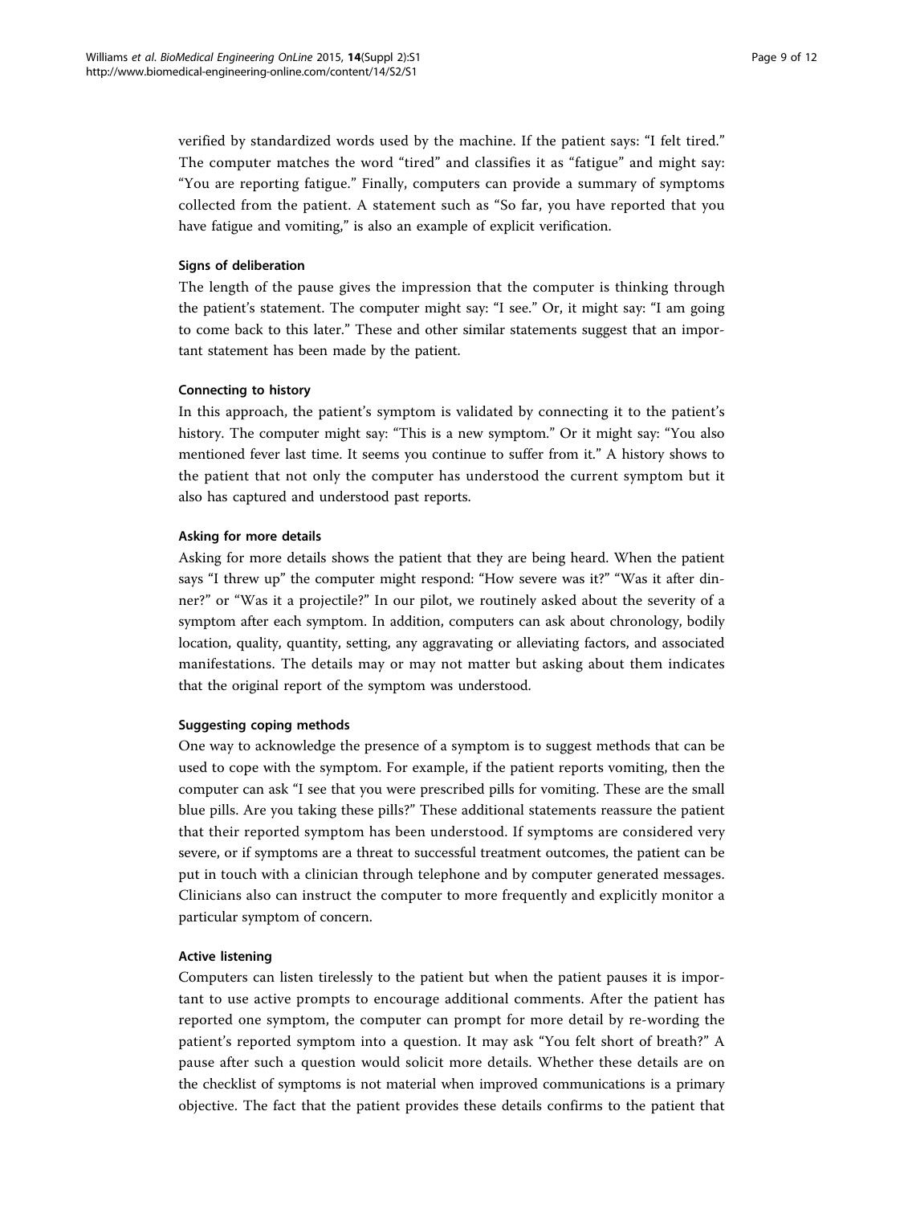verified by standardized words used by the machine. If the patient says: "I felt tired." The computer matches the word "tired" and classifies it as "fatigue" and might say: "You are reporting fatigue." Finally, computers can provide a summary of symptoms collected from the patient. A statement such as "So far, you have reported that you have fatigue and vomiting," is also an example of explicit verification.

#### Signs of deliberation

The length of the pause gives the impression that the computer is thinking through the patient's statement. The computer might say: "I see." Or, it might say: "I am going to come back to this later." These and other similar statements suggest that an important statement has been made by the patient.

#### Connecting to history

In this approach, the patient's symptom is validated by connecting it to the patient's history. The computer might say: "This is a new symptom." Or it might say: "You also mentioned fever last time. It seems you continue to suffer from it." A history shows to the patient that not only the computer has understood the current symptom but it also has captured and understood past reports.

#### Asking for more details

Asking for more details shows the patient that they are being heard. When the patient says "I threw up" the computer might respond: "How severe was it?" "Was it after dinner?" or "Was it a projectile?" In our pilot, we routinely asked about the severity of a symptom after each symptom. In addition, computers can ask about chronology, bodily location, quality, quantity, setting, any aggravating or alleviating factors, and associated manifestations. The details may or may not matter but asking about them indicates that the original report of the symptom was understood.

#### Suggesting coping methods

One way to acknowledge the presence of a symptom is to suggest methods that can be used to cope with the symptom. For example, if the patient reports vomiting, then the computer can ask "I see that you were prescribed pills for vomiting. These are the small blue pills. Are you taking these pills?" These additional statements reassure the patient that their reported symptom has been understood. If symptoms are considered very severe, or if symptoms are a threat to successful treatment outcomes, the patient can be put in touch with a clinician through telephone and by computer generated messages. Clinicians also can instruct the computer to more frequently and explicitly monitor a particular symptom of concern.

#### Active listening

Computers can listen tirelessly to the patient but when the patient pauses it is important to use active prompts to encourage additional comments. After the patient has reported one symptom, the computer can prompt for more detail by re-wording the patient's reported symptom into a question. It may ask "You felt short of breath?" A pause after such a question would solicit more details. Whether these details are on the checklist of symptoms is not material when improved communications is a primary objective. The fact that the patient provides these details confirms to the patient that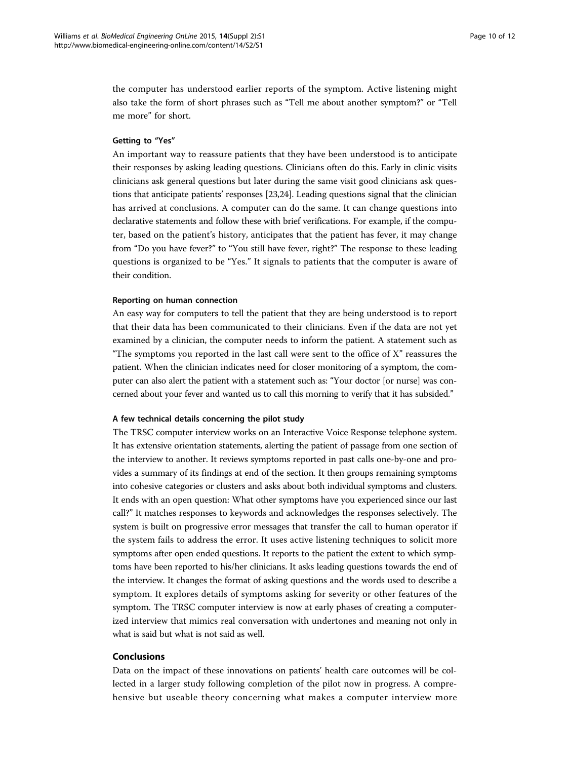the computer has understood earlier reports of the symptom. Active listening might also take the form of short phrases such as "Tell me about another symptom?" or "Tell me more" for short.

#### Getting to "Yes"

An important way to reassure patients that they have been understood is to anticipate their responses by asking leading questions. Clinicians often do this. Early in clinic visits clinicians ask general questions but later during the same visit good clinicians ask questions that anticipate patients' responses [23,24]. Leading questions signal that the clinician has arrived at conclusions. A computer can do the same. It can change questions into declarative statements and follow these with brief verifications. For example, if the computer, based on the patient's history, anticipates that the patient has fever, it may change from "Do you have fever?" to "You still have fever, right?" The response to these leading questions is organized to be "Yes." It signals to patients that the computer is aware of their condition.

#### Reporting on human connection

An easy way for computers to tell the patient that they are being understood is to report that their data has been communicated to their clinicians. Even if the data are not yet examined by a clinician, the computer needs to inform the patient. A statement such as "The symptoms you reported in the last call were sent to the office of X" reassures the patient. When the clinician indicates need for closer monitoring of a symptom, the computer can also alert the patient with a statement such as: "Your doctor [or nurse] was concerned about your fever and wanted us to call this morning to verify that it has subsided."

#### A few technical details concerning the pilot study

The TRSC computer interview works on an Interactive Voice Response telephone system. It has extensive orientation statements, alerting the patient of passage from one section of the interview to another. It reviews symptoms reported in past calls one-by-one and provides a summary of its findings at end of the section. It then groups remaining symptoms into cohesive categories or clusters and asks about both individual symptoms and clusters. It ends with an open question: What other symptoms have you experienced since our last call?" It matches responses to keywords and acknowledges the responses selectively. The system is built on progressive error messages that transfer the call to human operator if the system fails to address the error. It uses active listening techniques to solicit more symptoms after open ended questions. It reports to the patient the extent to which symptoms have been reported to his/her clinicians. It asks leading questions towards the end of the interview. It changes the format of asking questions and the words used to describe a symptom. It explores details of symptoms asking for severity or other features of the symptom. The TRSC computer interview is now at early phases of creating a computerized interview that mimics real conversation with undertones and meaning not only in what is said but what is not said as well.

## Conclusions

Data on the impact of these innovations on patients' health care outcomes will be collected in a larger study following completion of the pilot now in progress. A comprehensive but useable theory concerning what makes a computer interview more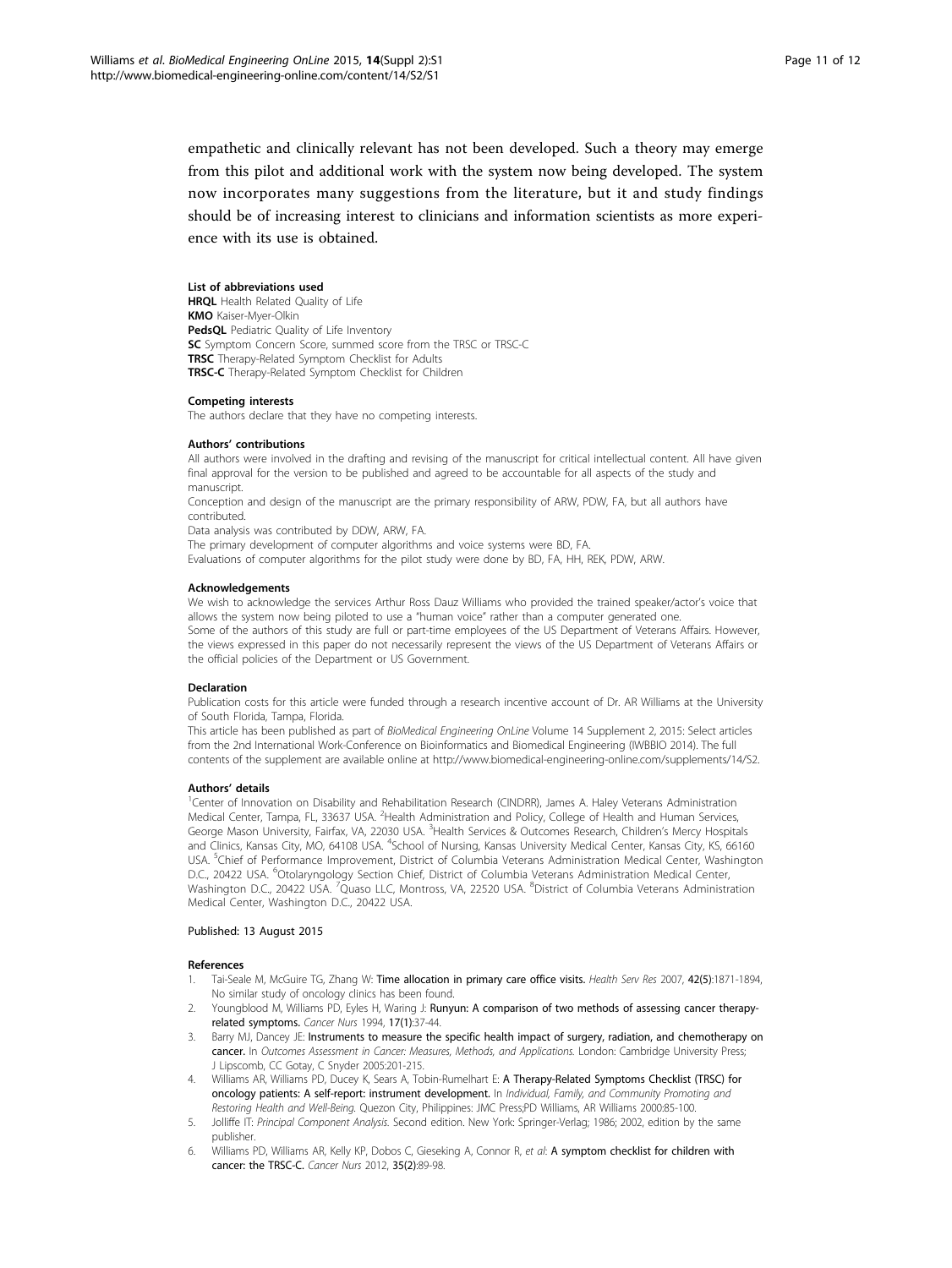empathetic and clinically relevant has not been developed. Such a theory may emerge from this pilot and additional work with the system now being developed. The system now incorporates many suggestions from the literature, but it and study findings should be of increasing interest to clinicians and information scientists as more experience with its use is obtained.

#### List of abbreviations used

**HRQL** Health Related Quality of Life
**KMO** Kaiser-Myer-Olkin
**PedsQL** Pediatric Quality of Life Inventory
**SC** Symptom Concern Score, summed score from the TRSC or TRSC-C
**TRSC** Therapy-Related Symptom Checklist for Adults
**TRSC-C** Therapy-Related Symptom Checklist for Children

#### Competing interests

The authors declare that they have no competing interests.

#### Authors' contributions

All authors were involved in the drafting and revising of the manuscript for critical intellectual content. All have given final approval for the version to be published and agreed to be accountable for all aspects of the study and manuscript.

Conception and design of the manuscript are the primary responsibility of ARW, PDW, FA, but all authors have contributed.

Data analysis was contributed by DDW, ARW, FA.

The primary development of computer algorithms and voice systems were BD, FA.

Evaluations of computer algorithms for the pilot study were done by BD, FA, HH, REK, PDW, ARW.

#### Acknowledgements

We wish to acknowledge the services Arthur Ross Dauz Williams who provided the trained speaker/actor's voice that allows the system now being piloted to use a "human voice" rather than a computer generated one.

Some of the authors of this study are full or part-time employees of the US Department of Veterans Affairs. However, the views expressed in this paper do not necessarily represent the views of the US Department of Veterans Affairs or the official policies of the Department or US Government.

#### Declaration

Publication costs for this article were funded through a research incentive account of Dr. AR Williams at the University of South Florida, Tampa, Florida.

This article has been published as part of *BioMedical Engineering OnLine* Volume 14 Supplement 2, 2015: Select articles from the 2nd International Work-Conference on Bioinformatics and Biomedical Engineering (IWBBIO 2014). The full contents of the supplement are available online at http://www.biomedical-engineering-online.com/supplements/14/S2.

#### Authors' details

[1]Center of Innovation on Disability and Rehabilitation Research (CINDRR), James A. Haley Veterans Administration Medical Center, Tampa, FL, 33637 USA. [2]Health Administration and Policy, College of Health and Human Services, George Mason University, Fairfax, VA, 22030 USA. [3]Health Services & Outcomes Research, Children's Mercy Hospitals and Clinics, Kansas City, MO, 64108 USA. [4]School of Nursing, Kansas University Medical Center, Kansas City, KS, 66160 USA. [5]Chief of Performance Improvement, District of Columbia Veterans Administration Medical Center, Washington D.C., 20422 USA. [6]Otolaryngology Section Chief, District of Columbia Veterans Administration Medical Center, Washington D.C., 20422 USA. [7]Quaso LLC, Montross, VA, 22520 USA. [8]District of Columbia Veterans Administration Medical Center, Washington D.C., 20422 USA.

Published: 13 August 2015

#### References

1. Tai-Seale M, McGuire TG, Zhang W: **Time allocation in primary care office visits.** *Health Serv Res* 2007, **42(5)**:1871-1894, No similar study of oncology clinics has been found.
2. Youngblood M, Williams PD, Eyles H, Waring J: **Runyun: A comparison of two methods of assessing cancer therapy-related symptoms.** *Cancer Nurs* 1994, **17(1)**:37-44.
3. Barry MJ, Dancey JE: **Instruments to measure the specific health impact of surgery, radiation, and chemotherapy on cancer.** In *Outcomes Assessment in Cancer: Measures, Methods, and Applications.* London: Cambridge University Press; J Lipscomb, CC Gotay, C Snyder 2005:201-215.
4. Williams AR, Williams PD, Ducey K, Sears A, Tobin-Rumelhart E: **A Therapy-Related Symptoms Checklist (TRSC) for oncology patients: A self-report: instrument development.** In *Individual, Family, and Community Promoting and Restoring Health and Well-Being.* Quezon City, Philippines: JMC Press;PD Williams, AR Williams 2000:85-100.
5. Jolliffe IT: *Principal Component Analysis.* Second edition. New York: Springer-Verlag; 1986; 2002, edition by the same publisher.
6. Williams PD, Williams AR, Kelly KP, Dobos C, Gieseking A, Connor R, *et al*: **A symptom checklist for children with cancer: the TRSC-C.** *Cancer Nurs* 2012, **35(2)**:89-98.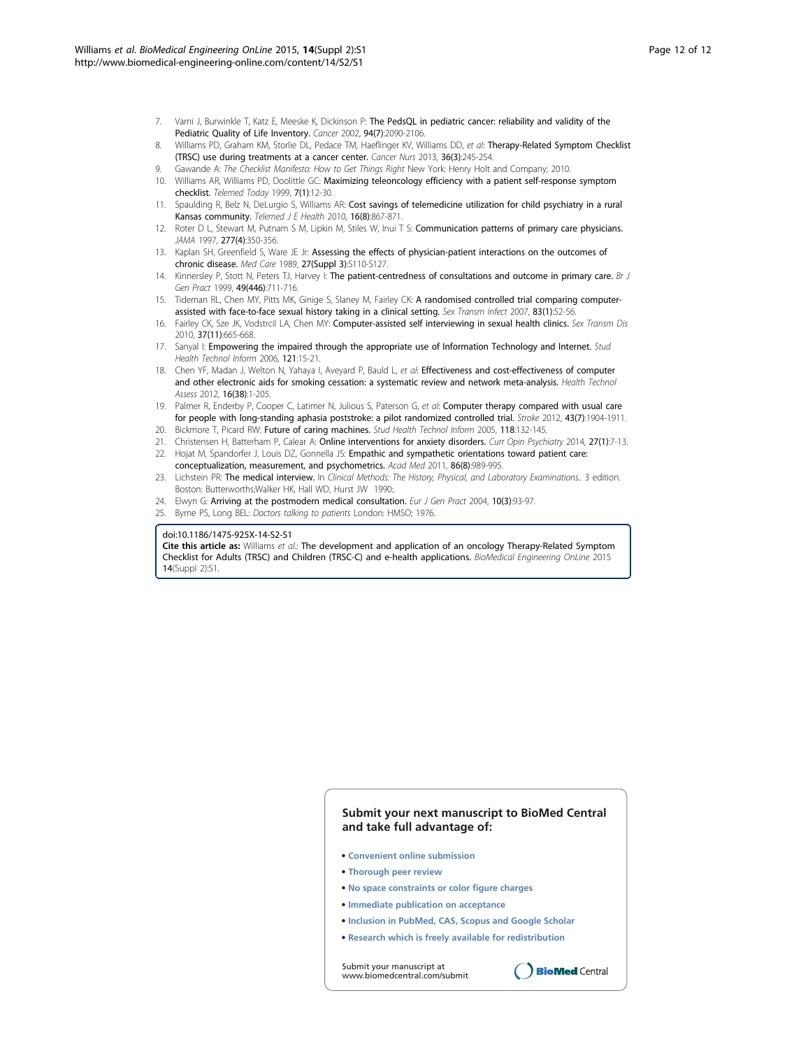7. Varni J, Burwinkle T, Katz E, Meeske K, Dickinson P: **The PedsQL in pediatric cancer: reliability and validity of the Pediatric Quality of Life Inventory.** *Cancer* 2002, **94(7)**:2090-2106.
8. Williams PD, Graham KM, Storlie DL, Pedace TM, Haeflinger KV, Williams DD, *et al*: **Therapy-Related Symptom Checklist (TRSC) use during treatments at a cancer center.** *Cancer Nurs* 2013, **36(3)**:245-254.
9. Gawande A: *The Checklist Manifesto: How to Get Things Right* New York: Henry Holt and Company; 2010.
10. Williams AR, Williams PD, Doolittle GC: **Maximizing teleoncology efficiency with a patient self-response symptom checklist.** *Telemed Today* 1999, **7(1)**:12-30.
11. Spaulding R, Belz N, DeLurgio S, Williams AR: **Cost savings of telemedicine utilization for child psychiatry in a rural Kansas community.** *Telemed J E Health* 2010, **16(8)**:867-871.
12. Roter D L, Stewart M, Putnam S M, Lipkin M, Stiles W, Inui T S: **Communication patterns of primary care physicians.** *JAMA* 1997, **277(4)**:350-356.
13. Kaplan SH, Greenfield S, Ware JE Jr: **Assessing the effects of physician-patient interactions on the outcomes of chronic disease.** *Med Care* 1989, **27(Suppl 3)**:S110-S127.
14. Kinnersley P, Stott N, Peters TJ, Harvey I: **The patient-centredness of consultations and outcome in primary care.** *Br J Gen Pract* 1999, **49(446)**:711-716.
15. Tideman RL, Chen MY, Pitts MK, Ginige S, Slaney M, Fairley CK: **A randomised controlled trial comparing computer-assisted with face-to-face sexual history taking in a clinical setting.** *Sex Transm Infect* 2007, **83(1)**:52-56.
16. Fairley CK, Sze JK, Vodstrcil LA, Chen MY: **Computer-assisted self interviewing in sexual health clinics.** *Sex Transm Dis* 2010, **37(11)**:665-668.
17. Sanyal I: **Empowering the impaired through the appropriate use of Information Technology and Internet.** *Stud Health Technol Inform* 2006, **121**:15-21.
18. Chen YF, Madan J, Welton N, Yahaya I, Aveyard P, Bauld L, *et al*: **Effectiveness and cost-effectiveness of computer and other electronic aids for smoking cessation: a systematic review and network meta-analysis.** *Health Technol Assess* 2012, **16(38)**:1-205.
19. Palmer R, Enderby P, Cooper C, Latimer N, Julious S, Paterson G, *et al*: **Computer therapy compared with usual care for people with long-standing aphasia poststroke: a pilot randomized controlled trial.** *Stroke* 2012, **43(7)**:1904-1911.
20. Bickmore T, Picard RW: **Future of caring machines.** *Stud Health Technol Inform* 2005, **118**:132-145.
21. Christensen H, Batterham P, Calear A: **Online interventions for anxiety disorders.** *Curr Opin Psychiatry* 2014, **27(1)**:7-13.
22. Hojat M, Spandorfer J, Louis DZ, Gonnella JS: **Empathic and sympathetic orientations toward patient care: conceptualization, measurement, and psychometrics.** *Acad Med* 2011, **86(8)**:989-995.
23. Lichstein PR: **The medical interview.** In *Clinical Methods: The History, Physical, and Laboratory Examinations.*. 3 edition. Boston: Butterworths;Walker HK, Hall WD, Hurst JW 1990:.
24. Elwyn G: **Arriving at the postmodern medical consultation.** *Eur J Gen Pract* 2004, **10(3)**:93-97.
25. Byrne PS, Long BEL: *Doctors talking to patients* London: HMSO; 1976.

doi:10.1186/1475-925X-14-S2-S1

**Cite this article as:** Williams *et al.*: The development and application of an oncology Therapy-Related Symptom Checklist for Adults (TRSC) and Children (TRSC-C) and e-health applications. *BioMedical Engineering OnLine* 2015 14(Suppl 2):S1.

**Submit your next manuscript to BioMed Central and take full advantage of:**

- **Convenient online submission**
- **Thorough peer review**
- **No space constraints or color figure charges**
- **Immediate publication on acceptance**
- **Inclusion in PubMed, CAS, Scopus and Google Scholar**
- **Research which is freely available for redistribution**

Submit your manuscript at
www.biomedcentral.com/submit

BioMed Central